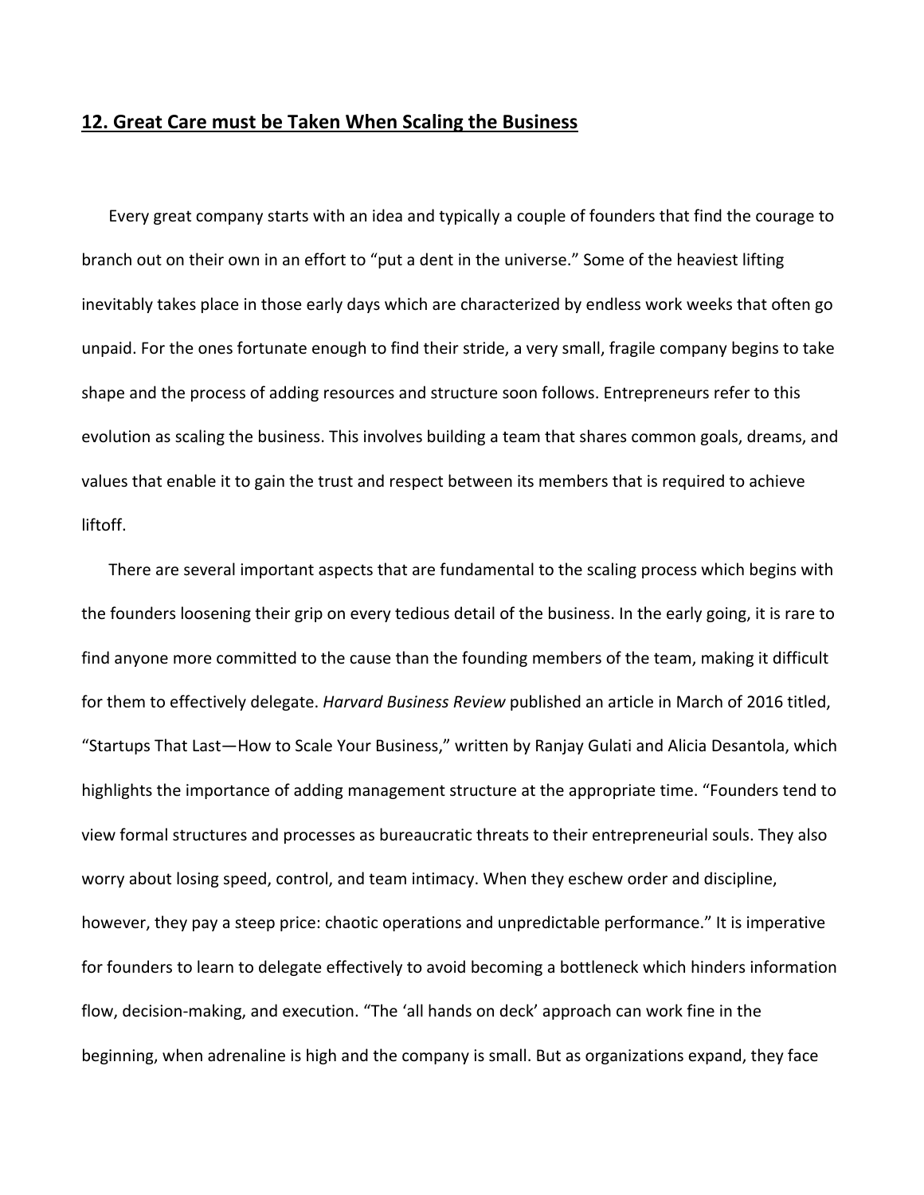## 12. Great Care must be Taken When Scaling the Business

Every great company starts with an idea and typically a couple of founders that find the courage to branch out on their own in an effort to "put a dent in the universe." Some of the heaviest lifting inevitably takes place in those early days which are characterized by endless work weeks that often go unpaid. For the ones fortunate enough to find their stride, a very small, fragile company begins to take shape and the process of adding resources and structure soon follows. Entrepreneurs refer to this evolution as scaling the business. This involves building a team that shares common goals, dreams, and values that enable it to gain the trust and respect between its members that is required to achieve liftoff.

There are several important aspects that are fundamental to the scaling process which begins with the founders loosening their grip on every tedious detail of the business. In the early going, it is rare to find anyone more committed to the cause than the founding members of the team, making it difficult for them to effectively delegate. *Harvard Business Review* published an article in March of 2016 titled, "Startups That Last—How to Scale Your Business," written by Ranjay Gulati and Alicia Desantola, which highlights the importance of adding management structure at the appropriate time. "Founders tend to view formal structures and processes as bureaucratic threats to their entrepreneurial souls. They also worry about losing speed, control, and team intimacy. When they eschew order and discipline, however, they pay a steep price: chaotic operations and unpredictable performance." It is imperative for founders to learn to delegate effectively to avoid becoming a bottleneck which hinders information flow, decision-making, and execution. "The 'all hands on deck' approach can work fine in the beginning, when adrenaline is high and the company is small. But as organizations expand, they face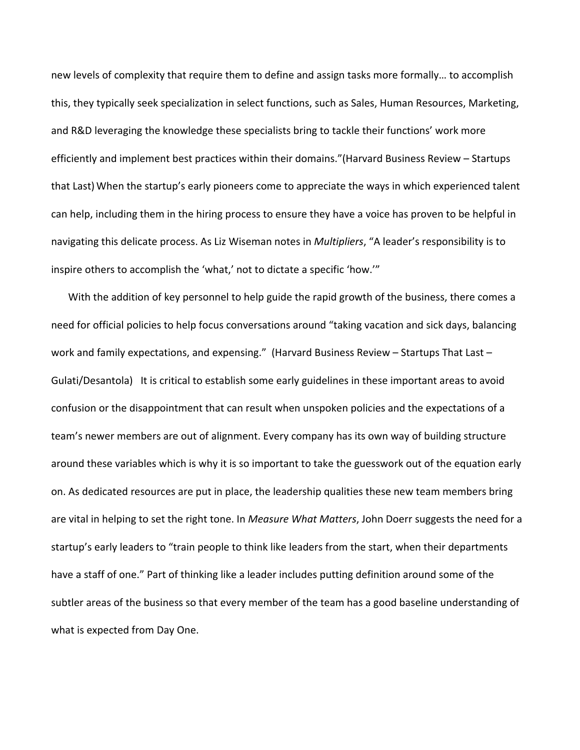new levels of complexity that require them to define and assign tasks more formally… to accomplish this, they typically seek specialization in select functions, such as Sales, Human Resources, Marketing, and R&D leveraging the knowledge these specialists bring to tackle their functions' work more efficiently and implement best practices within their domains."(Harvard Business Review – Startups that Last) When the startup's early pioneers come to appreciate the ways in which experienced talent can help, including them in the hiring process to ensure they have a voice has proven to be helpful in navigating this delicate process. As Liz Wiseman notes in *Multipliers*, "A leader's responsibility is to inspire others to accomplish the 'what,' not to dictate a specific 'how.'"

With the addition of key personnel to help guide the rapid growth of the business, there comes a need for official policies to help focus conversations around "taking vacation and sick days, balancing work and family expectations, and expensing." (Harvard Business Review – Startups That Last – Gulati/Desantola) It is critical to establish some early guidelines in these important areas to avoid confusion or the disappointment that can result when unspoken policies and the expectations of a team's newer members are out of alignment. Every company has its own way of building structure around these variables which is why it is so important to take the guesswork out of the equation early on. As dedicated resources are put in place, the leadership qualities these new team members bring are vital in helping to set the right tone. In *Measure What Matters*, John Doerr suggests the need for a startup's early leaders to "train people to think like leaders from the start, when their departments have a staff of one." Part of thinking like a leader includes putting definition around some of the subtler areas of the business so that every member of the team has a good baseline understanding of what is expected from Day One.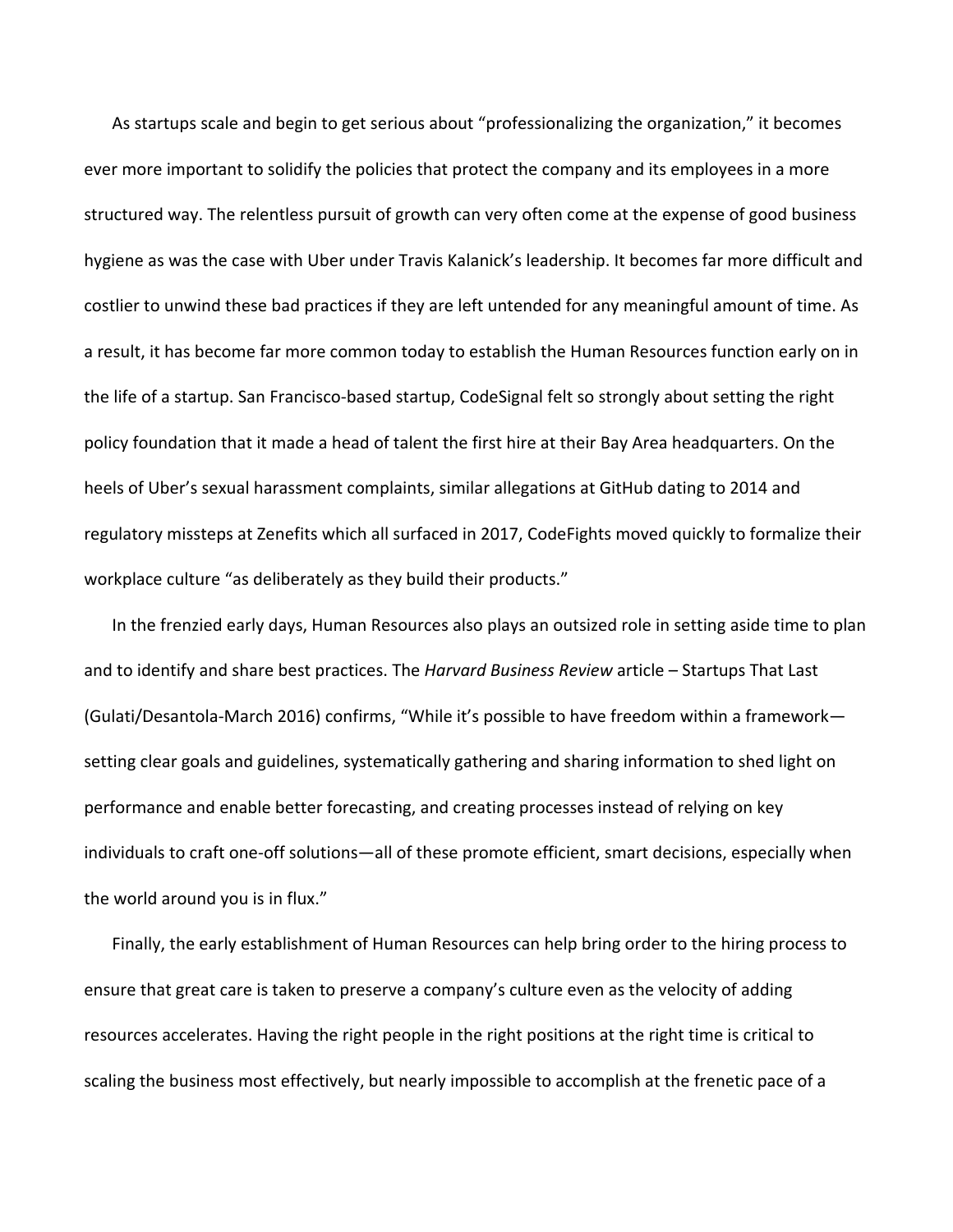As startups scale and begin to get serious about "professionalizing the organization," it becomes ever more important to solidify the policies that protect the company and its employees in a more structured way. The relentless pursuit of growth can very often come at the expense of good business hygiene as was the case with Uber under Travis Kalanick's leadership. It becomes far more difficult and costlier to unwind these bad practices if they are left untended for any meaningful amount of time. As a result, it has become far more common today to establish the Human Resources function early on in the life of a startup. San Francisco-based startup, CodeSignal felt so strongly about setting the right policy foundation that it made a head of talent the first hire at their Bay Area headquarters. On the heels of Uber's sexual harassment complaints, similar allegations at GitHub dating to 2014 and regulatory missteps at Zenefits which all surfaced in 2017, CodeFights moved quickly to formalize their workplace culture "as deliberately as they build their products."

In the frenzied early days, Human Resources also plays an outsized role in setting aside time to plan and to identify and share best practices. The *Harvard Business Review* article – Startups That Last (Gulati/Desantola-March 2016) confirms, "While it's possible to have freedom within a framework—setting clear goals and guidelines, systematically gathering and sharing information to shed light on performance and enable better forecasting, and creating processes instead of relying on key individuals to craft one-off solutions—all of these promote efficient, smart decisions, especially when the world around you is in flux."

Finally, the early establishment of Human Resources can help bring order to the hiring process to ensure that great care is taken to preserve a company's culture even as the velocity of adding resources accelerates. Having the right people in the right positions at the right time is critical to scaling the business most effectively, but nearly impossible to accomplish at the frenetic pace of a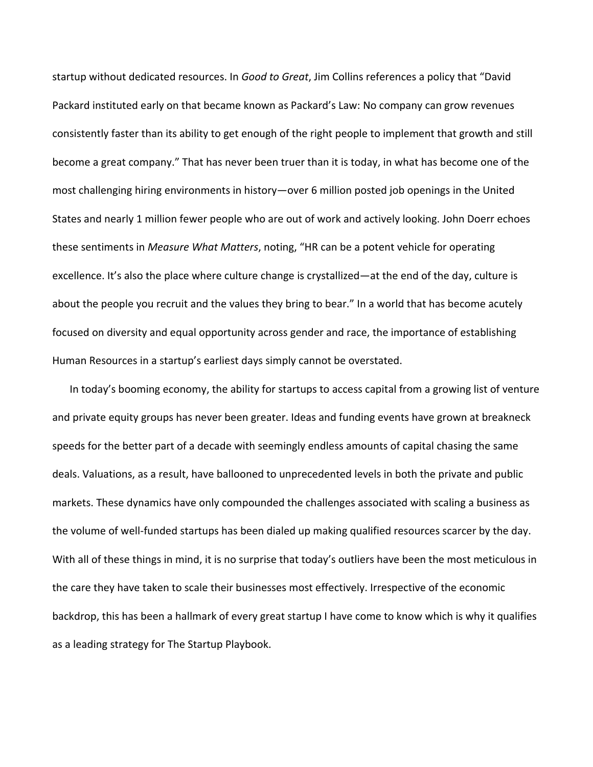startup without dedicated resources. In *Good to Great*, Jim Collins references a policy that "David Packard instituted early on that became known as Packard's Law: No company can grow revenues consistently faster than its ability to get enough of the right people to implement that growth and still become a great company." That has never been truer than it is today, in what has become one of the most challenging hiring environments in history—over 6 million posted job openings in the United States and nearly 1 million fewer people who are out of work and actively looking. John Doerr echoes these sentiments in *Measure What Matters*, noting, "HR can be a potent vehicle for operating excellence. It's also the place where culture change is crystallized—at the end of the day, culture is about the people you recruit and the values they bring to bear." In a world that has become acutely focused on diversity and equal opportunity across gender and race, the importance of establishing Human Resources in a startup's earliest days simply cannot be overstated.

In today's booming economy, the ability for startups to access capital from a growing list of venture and private equity groups has never been greater. Ideas and funding events have grown at breakneck speeds for the better part of a decade with seemingly endless amounts of capital chasing the same deals. Valuations, as a result, have ballooned to unprecedented levels in both the private and public markets. These dynamics have only compounded the challenges associated with scaling a business as the volume of well-funded startups has been dialed up making qualified resources scarcer by the day. With all of these things in mind, it is no surprise that today's outliers have been the most meticulous in the care they have taken to scale their businesses most effectively. Irrespective of the economic backdrop, this has been a hallmark of every great startup I have come to know which is why it qualifies as a leading strategy for The Startup Playbook.